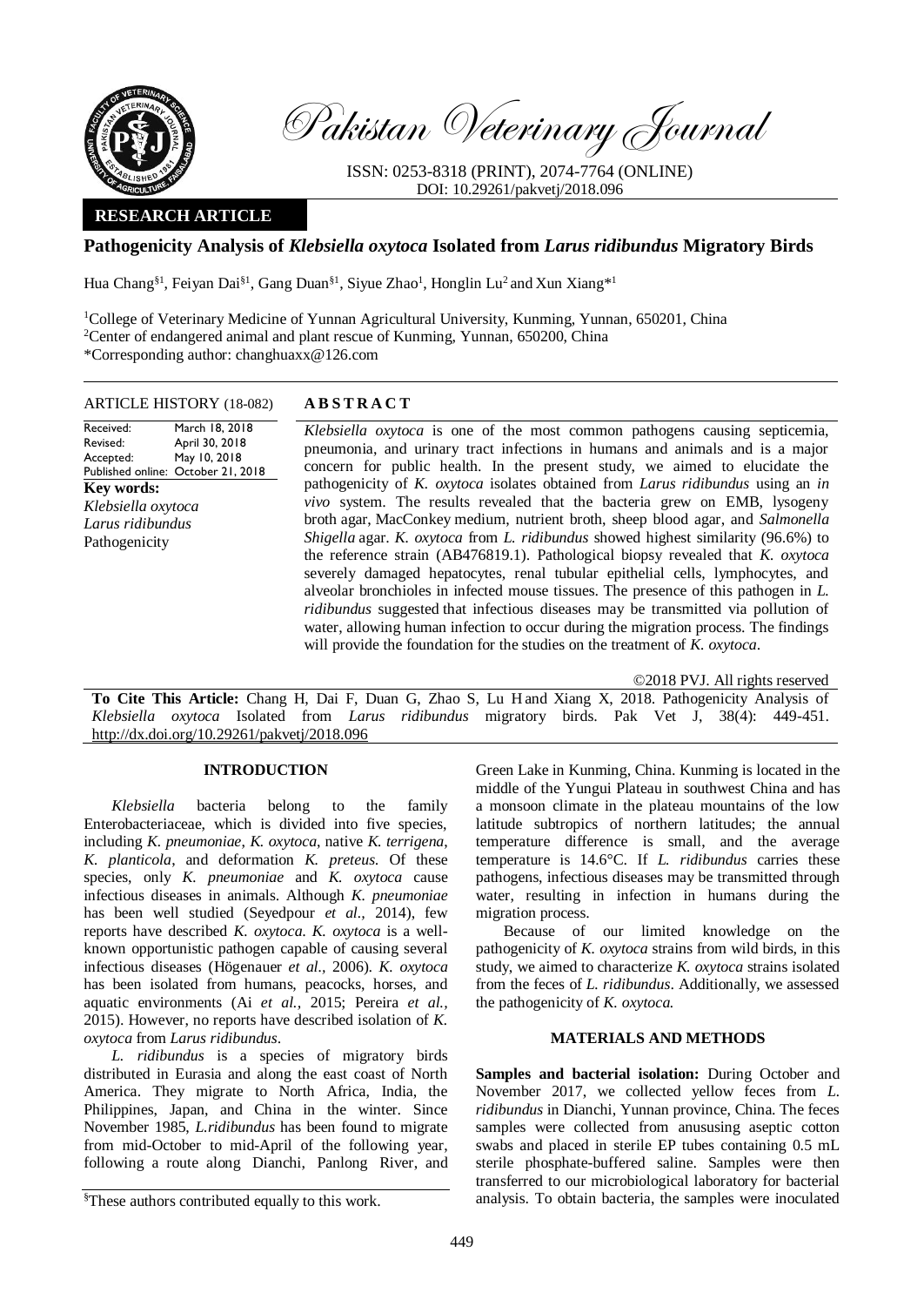Pakistan Veterinary Journal

ISSN: 0253-8318 (PRINT), 2074-7764 (ONLINE)
DOI: 10.29261/pakvetj/2018.096

**RESEARCH ARTICLE**

# Pathogenicity Analysis of *Klebsiella oxytoca* Isolated from *Larus ridibundus* Migratory Birds

Hua Chang[§1], Feiyan Dai[§1], Gang Duan[§1], Siyue Zhao[1], Honglin Lu[2] and Xun Xiang*[1]

[1]College of Veterinary Medicine of Yunnan Agricultural University, Kunming, Yunnan, 650201, China
[2]Center of endangered animal and plant rescue of Kunming, Yunnan, 650200, China
*Corresponding author: changhuaxx@126.com

**ARTICLE HISTORY** (18-082)

Received: March 18, 2018
Revised: April 30, 2018
Accepted: May 10, 2018
Published online: October 21, 2018

**Key words:**
*Klebsiella oxytoca*
*Larus ridibundus*
Pathogenicity

## ABSTRACT

*Klebsiella oxytoca* is one of the most common pathogens causing septicemia, pneumonia, and urinary tract infections in humans and animals and is a major concern for public health. In the present study, we aimed to elucidate the pathogenicity of *K. oxytoca* isolates obtained from *Larus ridibundus* using an *in vivo* system. The results revealed that the bacteria grew on EMB, lysogeny broth agar, MacConkey medium, nutrient broth, sheep blood agar, and *Salmonella Shigella* agar. *K. oxytoca* from *L. ridibundus* showed highest similarity (96.6%) to the reference strain (AB476819.1). Pathological biopsy revealed that *K. oxytoca* severely damaged hepatocytes, renal tubular epithelial cells, lymphocytes, and alveolar bronchioles in infected mouse tissues. The presence of this pathogen in *L. ridibundus* suggested that infectious diseases may be transmitted via pollution of water, allowing human infection to occur during the migration process. The findings will provide the foundation for the studies on the treatment of *K. oxytoca*.

©2018 PVJ. All rights reserved

**To Cite This Article:** Chang H, Dai F, Duan G, Zhao S, Lu H and Xiang X, 2018. Pathogenicity Analysis of *Klebsiella oxytoca* Isolated from *Larus ridibundus* migratory birds. Pak Vet J, 38(4): 449-451. http://dx.doi.org/10.29261/pakvetj/2018.096

## INTRODUCTION

*Klebsiella* bacteria belong to the family Enterobacteriaceae, which is divided into five species, including *K. pneumoniae*, *K. oxytoca*, native *K. terrigena*, *K. planticola*, and deformation *K. preteus*. Of these species, only *K. pneumoniae* and *K. oxytoca* cause infectious diseases in animals. Although *K. pneumoniae* has been well studied (Seyedpour *et al.*, 2014), few reports have described *K. oxytoca*. *K. oxytoca* is a well-known opportunistic pathogen capable of causing several infectious diseases (Högenauer *et al.*, 2006). *K. oxytoca* has been isolated from humans, peacocks, horses, and aquatic environments (Ai *et al.*, 2015; Pereira *et al.*, 2015). However, no reports have described isolation of *K. oxytoca* from *Larus ridibundus*.

*L. ridibundus* is a species of migratory birds distributed in Eurasia and along the east coast of North America. They migrate to North Africa, India, the Philippines, Japan, and China in the winter. Since November 1985, *L.ridibundus* has been found to migrate from mid-October to mid-April of the following year, following a route along Dianchi, Panlong River, and Green Lake in Kunming, China. Kunming is located in the middle of the Yungui Plateau in southwest China and has a monsoon climate in the plateau mountains of the low latitude subtropics of northern latitudes; the annual temperature difference is small, and the average temperature is 14.6°C. If *L. ridibundus* carries these pathogens, infectious diseases may be transmitted through water, resulting in infection in humans during the migration process.

Because of our limited knowledge on the pathogenicity of *K. oxytoca* strains from wild birds, in this study, we aimed to characterize *K. oxytoca* strains isolated from the feces of *L. ridibundus*. Additionally, we assessed the pathogenicity of *K. oxytoca*.

## MATERIALS AND METHODS

**Samples and bacterial isolation:** During October and November 2017, we collected yellow feces from *L. ridibundus* in Dianchi, Yunnan province, China. The feces samples were collected from anususing aseptic cotton swabs and placed in sterile EP tubes containing 0.5 mL sterile phosphate-buffered saline. Samples were then transferred to our microbiological laboratory for bacterial analysis. To obtain bacteria, the samples were inoculated

[§]These authors contributed equally to this work.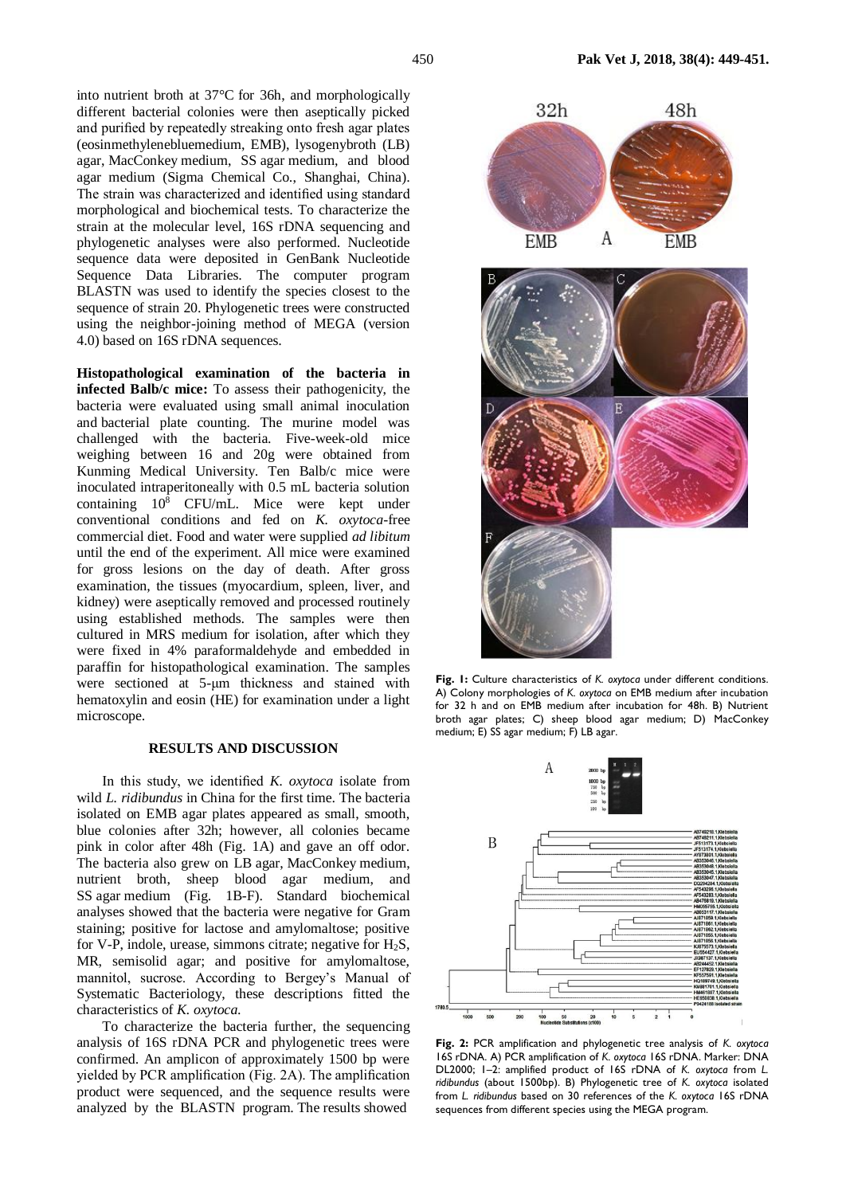into nutrient broth at 37°C for 36h, and morphologically different bacterial colonies were then aseptically picked and purified by repeatedly streaking onto fresh agar plates (eosinmethylenebluemedium, EMB), lysogenybroth (LB) agar, MacConkey medium, SS agar medium, and blood agar medium (Sigma Chemical Co., Shanghai, China). The strain was characterized and identified using standard morphological and biochemical tests. To characterize the strain at the molecular level, 16S rDNA sequencing and phylogenetic analyses were also performed. Nucleotide sequence data were deposited in GenBank Nucleotide Sequence Data Libraries. The computer program BLASTN was used to identify the species closest to the sequence of strain 20. Phylogenetic trees were constructed using the neighbor-joining method of MEGA (version 4.0) based on 16S rDNA sequences.

**Histopathological examination of the bacteria in infected Balb/c mice:** To assess their pathogenicity, the bacteria were evaluated using small animal inoculation and bacterial plate counting. The murine model was challenged with the bacteria. Five-week-old mice weighing between 16 and 20g were obtained from Kunming Medical University. Ten Balb/c mice were inoculated intraperitoneally with 0.5 mL bacteria solution containing $10^8$ CFU/mL. Mice were kept under conventional conditions and fed on *K. oxytoca*-free commercial diet. Food and water were supplied *ad libitum* until the end of the experiment. All mice were examined for gross lesions on the day of death. After gross examination, the tissues (myocardium, spleen, liver, and kidney) were aseptically removed and processed routinely using established methods. The samples were then cultured in MRS medium for isolation, after which they were fixed in 4% paraformaldehyde and embedded in paraffin for histopathological examination. The samples were sectioned at 5-µm thickness and stained with hematoxylin and eosin (HE) for examination under a light microscope.

## RESULTS AND DISCUSSION

In this study, we identified *K. oxytoca* isolate from wild *L. ridibundus* in China for the first time. The bacteria isolated on EMB agar plates appeared as small, smooth, blue colonies after 32h; however, all colonies became pink in color after 48h (Fig. 1A) and gave an off odor. The bacteria also grew on LB agar, MacConkey medium, nutrient broth, sheep blood agar medium, and SS agar medium (Fig. 1B-F). Standard biochemical analyses showed that the bacteria were negative for Gram staining; positive for lactose and amylomaltose; positive for V-P, indole, urease, simmons citrate; negative for $H_2S$, MR, semisolid agar; and positive for amylomaltose, mannitol, sucrose. According to Bergey's Manual of Systematic Bacteriology, these descriptions fitted the characteristics of *K. oxytoca.*

To characterize the bacteria further, the sequencing analysis of 16S rDNA PCR and phylogenetic trees were confirmed. An amplicon of approximately 1500 bp were yielded by PCR amplification (Fig. 2A). The amplification product were sequenced, and the sequence results were analyzed by the BLASTN program. The results showed

**Fig. 1:** Culture characteristics of *K. oxytoca* under different conditions. A) Colony morphologies of *K. oxytoca* on EMB medium after incubation for 32 h and on EMB medium after incubation for 48h. B) Nutrient broth agar plates; C) sheep blood agar medium; D) MacConkey medium; E) SS agar medium; F) LB agar.

**Fig. 2:** PCR amplification and phylogenetic tree analysis of *K. oxytoca* 16S rDNA. A) PCR amplification of *K. oxytoca* 16S rDNA. Marker: DNA DL2000; 1–2: amplified product of 16S rDNA of *K. oxytoca* from *L. ridibundus* (about 1500bp). B) Phylogenetic tree of *K. oxytoca* isolated from *L. ridibundus* based on 30 references of the *K. oxytoca* 16S rDNA sequences from different species using the MEGA program.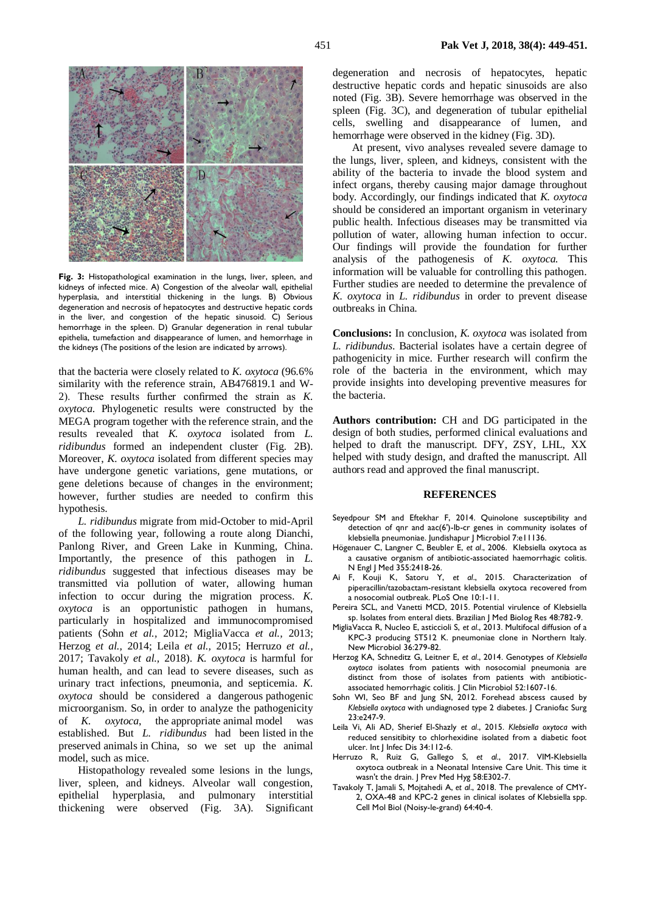Fig. 3: Histopathological examination in the lungs, liver, spleen, and kidneys of infected mice. A) Congestion of the alveolar wall, epithelial hyperplasia, and interstitial thickening in the lungs. B) Obvious degeneration and necrosis of hepatocytes and destructive hepatic cords in the liver, and congestion of the hepatic sinusoid. C) Serious hemorrhage in the spleen. D) Granular degeneration in renal tubular epithelia, tumefaction and disappearance of lumen, and hemorrhage in the kidneys (The positions of the lesion are indicated by arrows).

that the bacteria were closely related to *K. oxytoca* (96.6% similarity with the reference strain, AB476819.1 and W-2). These results further confirmed the strain as *K. oxytoca.* Phylogenetic results were constructed by the MEGA program together with the reference strain, and the results revealed that *K. oxytoca* isolated from *L. ridibundus* formed an independent cluster (Fig. 2B). Moreover, *K. oxytoca* isolated from different species may have undergone genetic variations, gene mutations, or gene deletions because of changes in the environment; however, further studies are needed to confirm this hypothesis.

*L. ridibundus* migrate from mid-October to mid-April of the following year, following a route along Dianchi, Panlong River, and Green Lake in Kunming, China. Importantly, the presence of this pathogen in *L. ridibundus* suggested that infectious diseases may be transmitted via pollution of water, allowing human infection to occur during the migration process. *K. oxytoca* is an opportunistic pathogen in humans, particularly in hospitalized and immunocompromised patients (Sohn *et al.,* 2012; MigliaVacca *et al.,* 2013; Herzog *et al.,* 2014; Leila *et al.,* 2015; Herruzo *et al.,* 2017; Tavakoly *et al.,* 2018). *K. oxytoca* is harmful for human health, and can lead to severe diseases, such as urinary tract infections, pneumonia, and septicemia. *K. oxytoca* should be considered a dangerous pathogenic microorganism. So, in order to analyze the pathogenicity of *K. oxytoca,* the appropriate animal model was established. But *L. ridibundus* had been listed in the preserved animals in China, so we set up the animal model, such as mice.

Histopathology revealed some lesions in the lungs, liver, spleen, and kidneys. Alveolar wall congestion, epithelial hyperplasia, and pulmonary interstitial thickening were observed (Fig. 3A). Significant degeneration and necrosis of hepatocytes, hepatic destructive hepatic cords and hepatic sinusoids are also noted (Fig. 3B). Severe hemorrhage was observed in the spleen (Fig. 3C), and degeneration of tubular epithelial cells, swelling and disappearance of lumen, and hemorrhage were observed in the kidney (Fig. 3D).

At present, vivo analyses revealed severe damage to the lungs, liver, spleen, and kidneys, consistent with the ability of the bacteria to invade the blood system and infect organs, thereby causing major damage throughout body. Accordingly, our findings indicated that *K. oxytoca* should be considered an important organism in veterinary public health. Infectious diseases may be transmitted via pollution of water, allowing human infection to occur. Our findings will provide the foundation for further analysis of the pathogenesis of *K. oxytoca.* This information will be valuable for controlling this pathogen. Further studies are needed to determine the prevalence of *K. oxytoca* in *L. ridibundus* in order to prevent disease outbreaks in China.

**Conclusions:** In conclusion, *K. oxytoca* was isolated from *L. ridibundus*. Bacterial isolates have a certain degree of pathogenicity in mice. Further research will confirm the role of the bacteria in the environment, which may provide insights into developing preventive measures for the bacteria.

**Authors contribution:** CH and DG participated in the design of both studies, performed clinical evaluations and helped to draft the manuscript. DFY, ZSY, LHL, XX helped with study design, and drafted the manuscript. All authors read and approved the final manuscript.

## REFERENCES

Seyedpour SM and Eftekhar F, 2014. Quinolone susceptibility and detection of qnr and aac(6')-Ib-cr genes in community isolates of klebsiella pneumoniae. Jundishapur J Microbiol 7:e11136.

Högenauer C, Langner C, Beubler E, *et al*., 2006. Klebsiella oxytoca as a causative organism of antibiotic-associated haemorrhagic colitis. N Engl J Med 355:2418-26.

Ai F, Kouji K, Satoru Y, *et al*., 2015. Characterization of piperacillin/tazobactam-resistant klebsiella oxytoca recovered from a nosocomial outbreak. PLoS One 10:1-11.

Pereira SCL, and Vanetti MCD, 2015. Potential virulence of Klebsiella sp. Isolates from enteral diets. Brazilian J Med Biolog Res 48:782-9.

MigliaVacca R, Nucleo E, asticcioli S, *et al*., 2013. Multifocal diffusion of a KPC-3 producing ST512 K. pneumoniae clone in Northern Italy. New Microbiol 36:279-82.

Herzog KA, Schneditz G, Leitner E, *et al*., 2014. Genotypes of *Klebsiella oxytoca* isolates from patients with nosocomial pneumonia are distinct from those of isolates from patients with antibiotic-associated hemorrhagic colitis. J Clin Microbiol 52:1607-16.

Sohn WI, Seo BF and Jung SN, 2012. Forehead abscess caused by *Klebsiella oxytoca* with undiagnosed type 2 diabetes. J Craniofac Surg 23:e247-9.

Leila Vi, Ali AD, Sherief El-Shazly *et al*., 2015. *Klebsiella oxytoca* with reduced sensitibity to chlorhexidine isolated from a diabetic foot ulcer. Int J Infec Dis 34:112-6.

Herruzo R, Ruiz G, Gallego S, *et al*., 2017. VIM-Klebsiella oxytoca outbreak in a Neonatal Intensive Care Unit. This time it wasn't the drain. J Prev Med Hyg 58:E302-7.

Tavakoly T, Jamali S, Mojtahedi A, *et al*., 2018. The prevalence of CMY-2, OXA-48 and KPC-2 genes in clinical isolates of Klebsiella spp. Cell Mol Biol (Noisy-le-grand) 64:40-4.